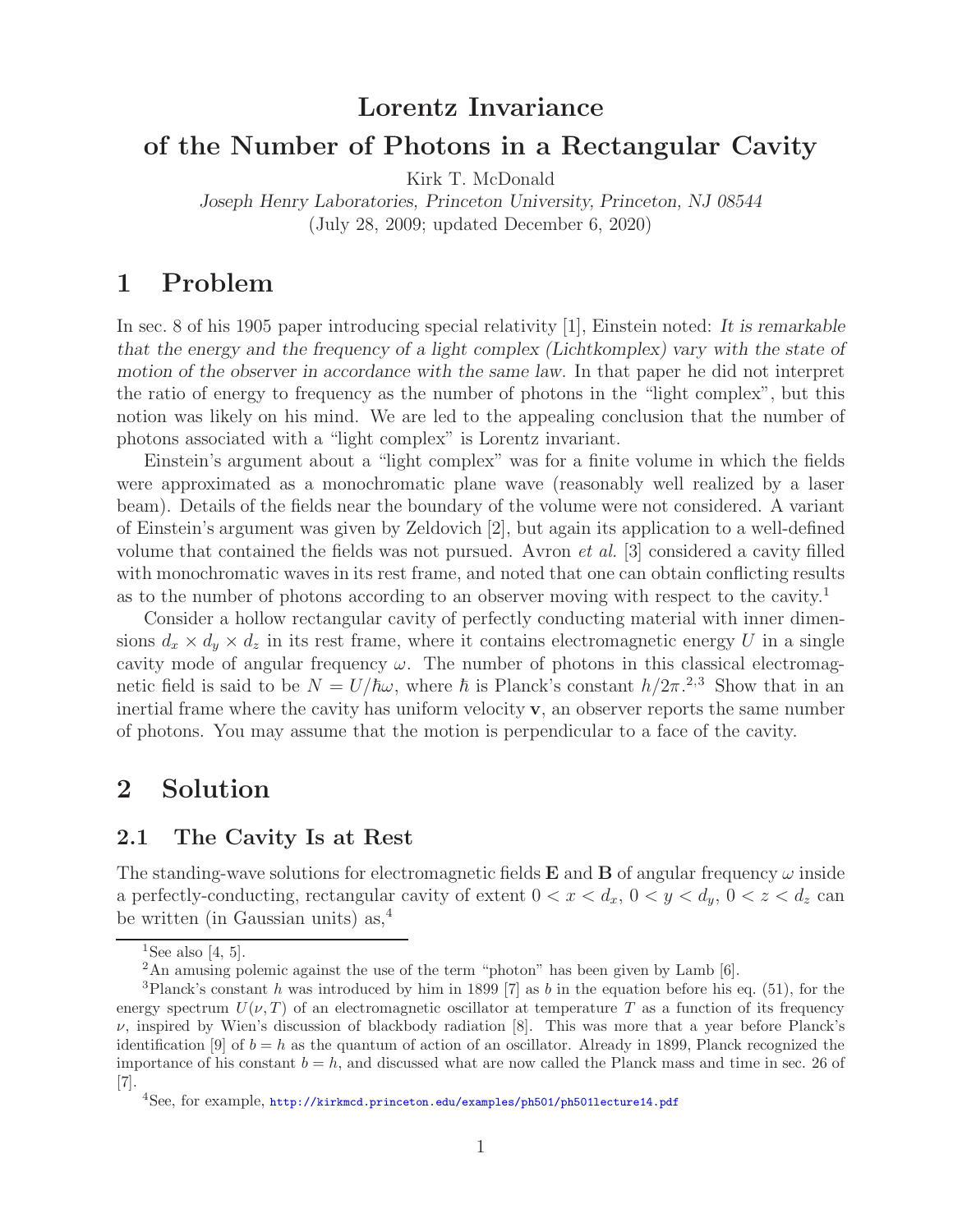# Lorentz Invariance of the Number of Photons in a Rectangular Cavity

Kirk T. McDonald

*Joseph Henry Laboratories, Princeton University, Princeton, NJ 08544*

(July 28, 2009; updated December 6, 2020)

## 1 Problem

In sec. 8 of his 1905 paper introducing special relativity [1], Einstein noted: *It is remarkable that the energy and the frequency of a light complex (Lichtkomplex) vary with the state of motion of the observer in accordance with the same law.* In that paper he did not interpret the ratio of energy to frequency as the number of photons in the "light complex", but this notion was likely on his mind. We are led to the appealing conclusion that the number of photons associated with a "light complex" is Lorentz invariant.

Einstein's argument about a "light complex" was for a finite volume in which the fields were approximated as a monochromatic plane wave (reasonably well realized by a laser beam). Details of the fields near the boundary of the volume were not considered. A variant of Einstein's argument was given by Zeldovich [2], but again its application to a well-defined volume that contained the fields was not pursued. Avron *et al.* [3] considered a cavity filled with monochromatic waves in its rest frame, and noted that one can obtain conflicting results as to the number of photons according to an observer moving with respect to the cavity.[1]

Consider a hollow rectangular cavity of perfectly conducting material with inner dimensions $d_x \times d_y \times d_z$ in its rest frame, where it contains electromagnetic energy $U$ in a single cavity mode of angular frequency $\omega$. The number of photons in this classical electromagnetic field is said to be $N = U/\hbar\omega$, where $\hbar$ is Planck's constant $h/2\pi$.[2,3] Show that in an inertial frame where the cavity has uniform velocity $\mathbf{v}$, an observer reports the same number of photons. You may assume that the motion is perpendicular to a face of the cavity.

## 2 Solution

### 2.1 The Cavity Is at Rest

The standing-wave solutions for electromagnetic fields $\mathbf{E}$ and $\mathbf{B}$ of angular frequency $\omega$ inside a perfectly-conducting, rectangular cavity of extent $0 < x < d_x$, $0 < y < d_y$, $0 < z < d_z$ can be written (in Gaussian units) as,[4]

---

[1] See also [4, 5].

[2] An amusing polemic against the use of the term "photon" has been given by Lamb [6].

[3] Planck's constant $h$ was introduced by him in 1899 [7] as $b$ in the equation before his eq. (51), for the energy spectrum $U(\nu, T)$ of an electromagnetic oscillator at temperature $T$ as a function of its frequency $\nu$, inspired by Wien's discussion of blackbody radiation [8]. This was more that a year before Planck's identification [9] of $b = h$ as the quantum of action of an oscillator. Already in 1899, Planck recognized the importance of his constant $b = h$, and discussed what are now called the Planck mass and time in sec. 26 of [7].

[4] See, for example, http://kirkmcd.princeton.edu/examples/ph501/ph501lecture14.pdf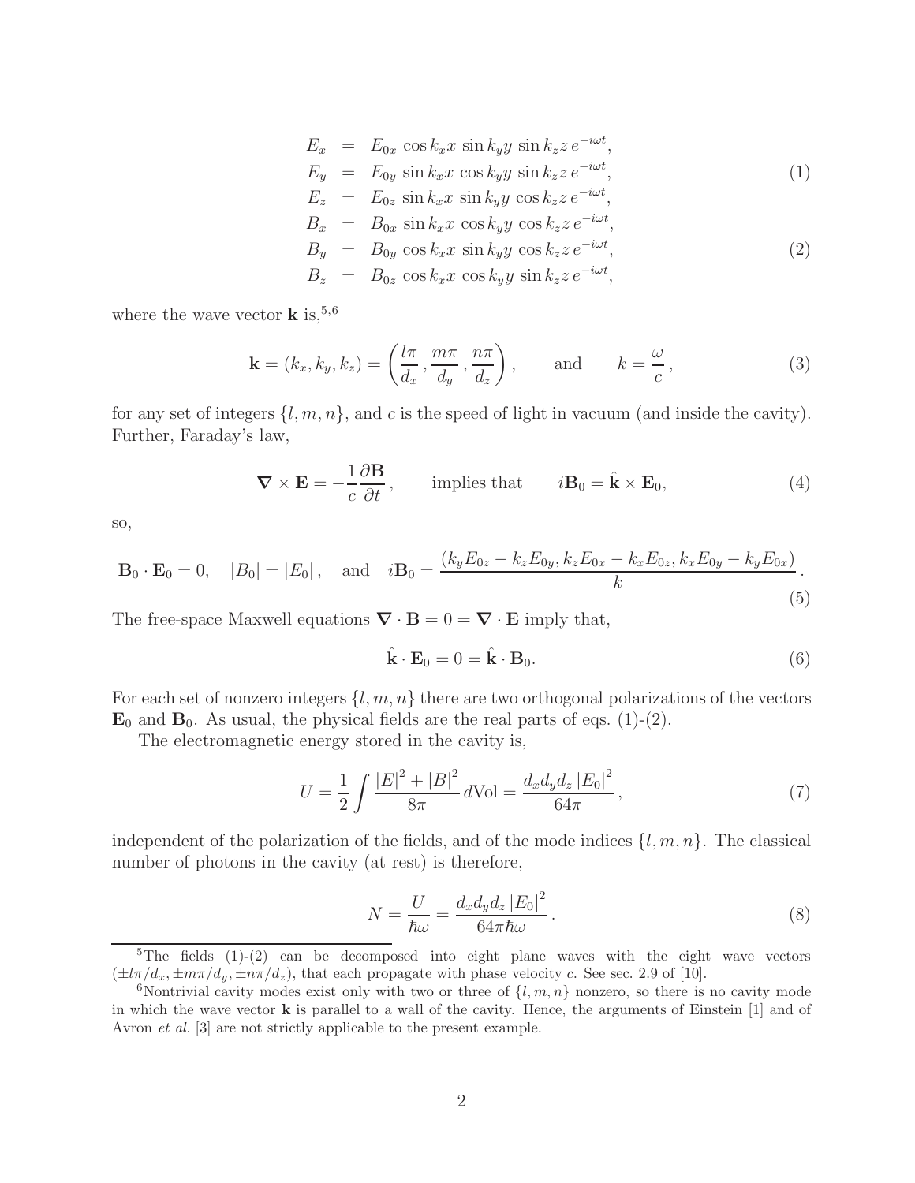$$
\begin{aligned}
E_x &= E_{0x} \cos k_x x \sin k_y y \sin k_z z \, e^{-i\omega t}, \\
E_y &= E_{0y} \sin k_x x \cos k_y y \sin k_z z \, e^{-i\omega t}, \\
E_z &= E_{0z} \sin k_x x \sin k_y y \cos k_z z \, e^{-i\omega t},
\end{aligned} \tag{1}
$$

$$
\begin{aligned}
B_x &= B_{0x} \sin k_x x \cos k_y y \cos k_z z \, e^{-i\omega t}, \\
B_y &= B_{0y} \cos k_x x \sin k_y y \cos k_z z \, e^{-i\omega t}, \\
B_z &= B_{0z} \cos k_x x \cos k_y y \sin k_z z \, e^{-i\omega t},
\end{aligned} \tag{2}
$$

where the wave vector $\mathbf{k}$ is,[5,6]

$$
\mathbf{k} = (k_x, k_y, k_z) = \left( \frac{l\pi}{d_x}, \frac{m\pi}{d_y}, \frac{n\pi}{d_z} \right), \qquad \text{and} \qquad k = \frac{\omega}{c}, \tag{3}
$$

for any set of integers $\{l, m, n\}$, and $c$ is the speed of light in vacuum (and inside the cavity). Further, Faraday's law,

$$
\boldsymbol{\nabla} \times \mathbf{E} = -\frac{1}{c} \frac{\partial \mathbf{B}}{\partial t}, \qquad \text{implies that} \qquad i\mathbf{B}_0 = \hat{\mathbf{k}} \times \mathbf{E}_0, \tag{4}
$$

so,

$$
\mathbf{B}_0 \cdot \mathbf{E}_0 = 0, \quad |B_0| = |E_0|, \quad \text{and} \quad i\mathbf{B}_0 = \frac{(k_y E_{0z} - k_z E_{0y}, k_z E_{0x} - k_x E_{0z}, k_x E_{0y} - k_y E_{0x})}{k}. \tag{5}
$$

The free-space Maxwell equations $\boldsymbol{\nabla} \cdot \mathbf{B} = 0 = \boldsymbol{\nabla} \cdot \mathbf{E}$ imply that,

$$
\hat{\mathbf{k}} \cdot \mathbf{E}_0 = 0 = \hat{\mathbf{k}} \cdot \mathbf{B}_0. \tag{6}
$$

For each set of nonzero integers $\{l, m, n\}$ there are two orthogonal polarizations of the vectors $\mathbf{E}_0$ and $\mathbf{B}_0$. As usual, the physical fields are the real parts of eqs. (1)-(2).

The electromagnetic energy stored in the cavity is,

$$
U = \frac{1}{2} \int \frac{|E|^2 + |B|^2}{8\pi} \, d\text{Vol} = \frac{d_x d_y d_z \, |E_0|^2}{64\pi}, \tag{7}
$$

independent of the polarization of the fields, and of the mode indices $\{l, m, n\}$. The classical number of photons in the cavity (at rest) is therefore,

$$
N = \frac{U}{\hbar\omega} = \frac{d_x d_y d_z \, |E_0|^2}{64\pi\hbar\omega}. \tag{8}
$$

[5] The fields (1)-(2) can be decomposed into eight plane waves with the eight wave vectors $(\pm l\pi/d_x, \pm m\pi/d_y, \pm n\pi/d_z)$, that each propagate with phase velocity $c$. See sec. 2.9 of [10].

[6] Nontrivial cavity modes exist only with two or three of $\{l, m, n\}$ nonzero, so there is no cavity mode in which the wave vector $\mathbf{k}$ is parallel to a wall of the cavity. Hence, the arguments of Einstein [1] and of Avron *et al.* [3] are not strictly applicable to the present example.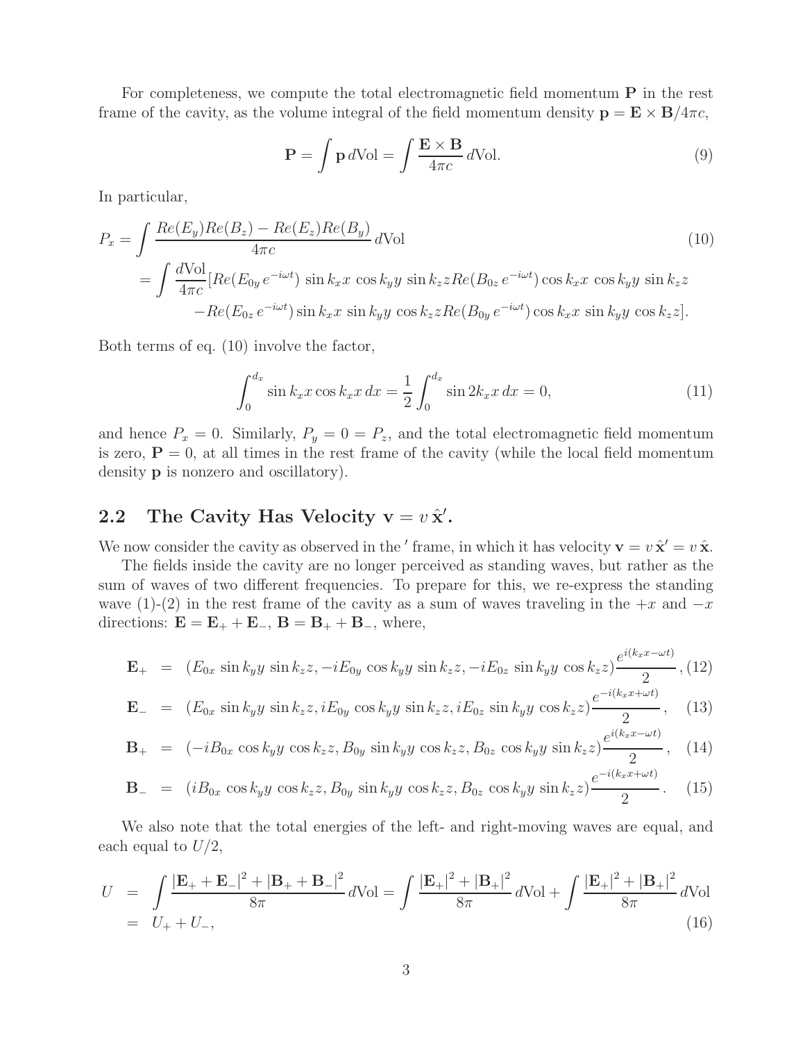For completeness, we compute the total electromagnetic field momentum $\mathbf{P}$ in the rest frame of the cavity, as the volume integral of the field momentum density $\mathbf{p} = \mathbf{E} \times \mathbf{B}/4\pi c$,

$$\mathbf{P} = \int \mathbf{p}\, d\text{Vol} = \int \frac{\mathbf{E} \times \mathbf{B}}{4\pi c}\, d\text{Vol}. \tag{9}$$

In particular,

$$\begin{aligned}
P_x &= \int \frac{Re(E_y)Re(B_z) - Re(E_z)Re(B_y)}{4\pi c}\, d\text{Vol} \qquad (10)\\
&= \int \frac{d\text{Vol}}{4\pi c}[Re(E_{0y}\, e^{-i\omega t}) \sin k_x x \cos k_y y \sin k_z z Re(B_{0z}\, e^{-i\omega t}) \cos k_x x \cos k_y y \sin k_z z \\
&\qquad -Re(E_{0z}\, e^{-i\omega t}) \sin k_x x \sin k_y y \cos k_z z Re(B_{0y}\, e^{-i\omega t}) \cos k_x x \sin k_y y \cos k_z z].
\end{aligned}$$

Both terms of eq. (10) involve the factor,

$$\int_0^{d_x} \sin k_x x \cos k_x x\, dx = \frac{1}{2} \int_0^{d_x} \sin 2k_x x\, dx = 0, \tag{11}$$

and hence $P_x = 0$. Similarly, $P_y = 0 = P_z$, and the total electromagnetic field momentum is zero, $\mathbf{P} = 0$, at all times in the rest frame of the cavity (while the local field momentum density $\mathbf{p}$ is nonzero and oscillatory).

## 2.2 The Cavity Has Velocity $\mathbf{v} = v\, \hat{\mathbf{x}}'$.

We now consider the cavity as observed in the $'$ frame, in which it has velocity $\mathbf{v} = v\, \hat{\mathbf{x}}' = v\, \hat{\mathbf{x}}$.

The fields inside the cavity are no longer perceived as standing waves, but rather as the sum of waves of two different frequencies. To prepare for this, we re-express the standing wave (1)-(2) in the rest frame of the cavity as a sum of waves traveling in the $+x$ and $-x$ directions: $\mathbf{E} = \mathbf{E}_+ + \mathbf{E}_-$, $\mathbf{B} = \mathbf{B}_+ + \mathbf{B}_-$, where,

$$\mathbf{E}_+ = (E_{0x} \sin k_y y \sin k_z z, -iE_{0y} \cos k_y y \sin k_z z, -iE_{0z} \sin k_y y \cos k_z z)\frac{e^{i(k_x x - \omega t)}}{2}, \tag{12}$$

$$\mathbf{E}_- = (E_{0x} \sin k_y y \sin k_z z, iE_{0y} \cos k_y y \sin k_z z, iE_{0z} \sin k_y y \cos k_z z)\frac{e^{-i(k_x x + \omega t)}}{2}, \tag{13}$$

$$\mathbf{B}_+ = (-iB_{0x} \cos k_y y \cos k_z z, B_{0y} \sin k_y y \cos k_z z, B_{0z} \cos k_y y \sin k_z z)\frac{e^{i(k_x x - \omega t)}}{2}, \tag{14}$$

$$\mathbf{B}_- = (iB_{0x} \cos k_y y \cos k_z z, B_{0y} \sin k_y y \cos k_z z, B_{0z} \cos k_y y \sin k_z z)\frac{e^{-i(k_x x + \omega t)}}{2}. \tag{15}$$

We also note that the total energies of the left- and right-moving waves are equal, and each equal to $U/2$,

$$\begin{aligned}
U &= \int \frac{|\mathbf{E}_+ + \mathbf{E}_-|^2 + |\mathbf{B}_+ + \mathbf{B}_-|^2}{8\pi}\, d\text{Vol} = \int \frac{|\mathbf{E}_+|^2 + |\mathbf{B}_+|^2}{8\pi}\, d\text{Vol} + \int \frac{|\mathbf{E}_+|^2 + |\mathbf{B}_+|^2}{8\pi}\, d\text{Vol} \\
&= U_+ + U_-, \qquad (16)
\end{aligned}$$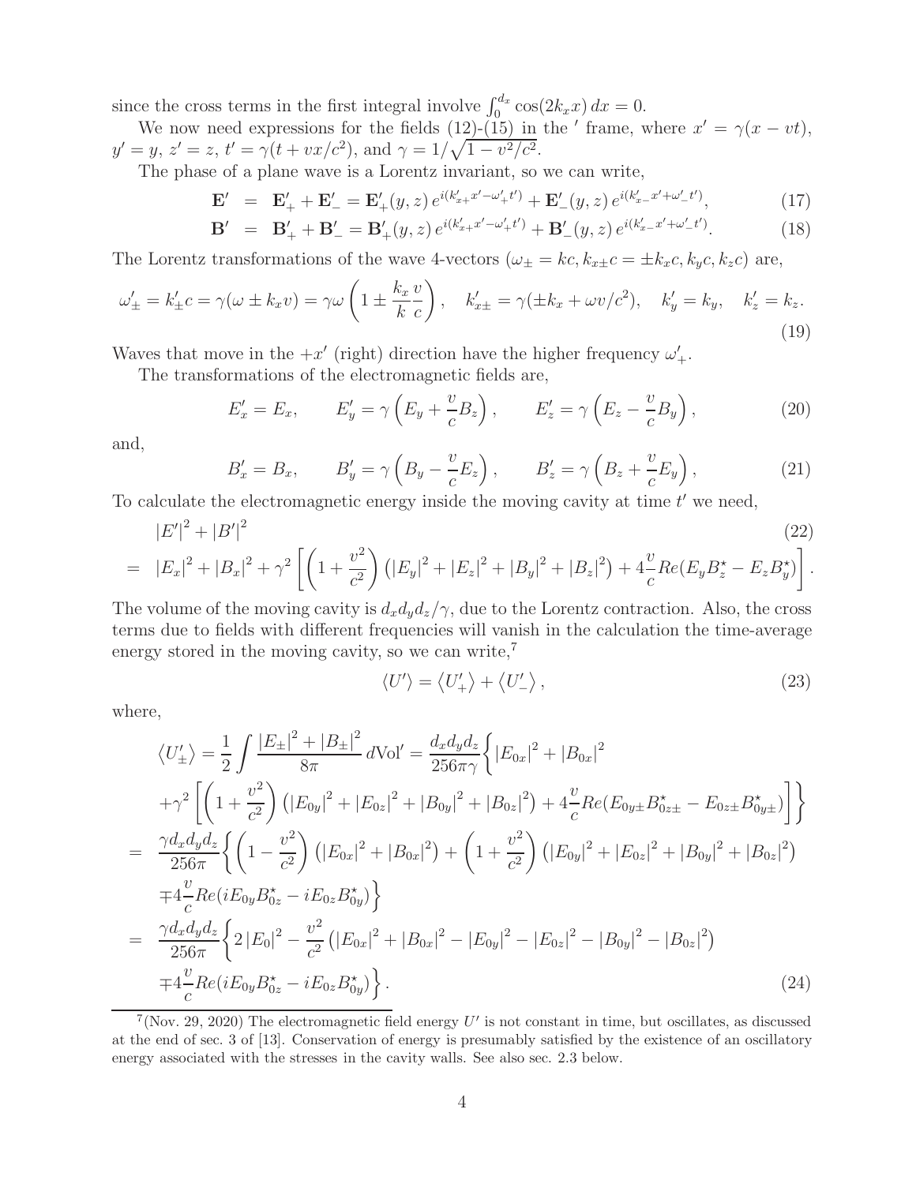since the cross terms in the first integral involve $\int_0^{d_x} \cos(2k_x x)\, dx = 0$.

We now need expressions for the fields (12)-(15) in the $'$ frame, where $x' = \gamma(x - vt)$, $y' = y$, $z' = z$, $t' = \gamma(t + vx/c^2)$, and $\gamma = 1/\sqrt{1 - v^2/c^2}$.

The phase of a plane wave is a Lorentz invariant, so we can write,

$$\mathbf{E}' = \mathbf{E}'_+ + \mathbf{E}'_- = \mathbf{E}'_+(y,z)\, e^{i(k'_{x+}x' - \omega'_+ t')} + \mathbf{E}'_-(y,z)\, e^{i(k'_{x-}x' + \omega'_- t')}, \tag{17}$$

$$\mathbf{B}' = \mathbf{B}'_+ + \mathbf{B}'_- = \mathbf{B}'_+(y,z)\, e^{i(k'_{x+}x' - \omega'_+ t')} + \mathbf{B}'_-(y,z)\, e^{i(k'_{x-}x' + \omega'_- t')}. \tag{18}$$

The Lorentz transformations of the wave 4-vectors $(\omega_\pm = kc, k_{x\pm}c = \pm k_x c, k_y c, k_z c)$ are,

$$\omega'_\pm = k'_\pm c = \gamma(\omega \pm k_x v) = \gamma\omega\left(1 \pm \frac{k_x}{k}\frac{v}{c}\right), \quad k'_{x\pm} = \gamma(\pm k_x + \omega v/c^2), \quad k'_y = k_y, \quad k'_z = k_z. \tag{19}$$

Waves that move in the $+x'$ (right) direction have the higher frequency $\omega'_+$.

The transformations of the electromagnetic fields are,

$$E'_x = E_x, \qquad E'_y = \gamma\left(E_y + \frac{v}{c}B_z\right), \qquad E'_z = \gamma\left(E_z - \frac{v}{c}B_y\right), \tag{20}$$

and,

$$B'_x = B_x, \qquad B'_y = \gamma\left(B_y - \frac{v}{c}E_z\right), \qquad B'_z = \gamma\left(B_z + \frac{v}{c}E_y\right), \tag{21}$$

To calculate the electromagnetic energy inside the moving cavity at time $t'$ we need,

$$\begin{aligned} & |E'|^2 + |B'|^2 \qquad (22) \\ = \;& |E_x|^2 + |B_x|^2 + \gamma^2\left[\left(1 + \frac{v^2}{c^2}\right)\left(|E_y|^2 + |E_z|^2 + |B_y|^2 + |B_z|^2\right) + 4\frac{v}{c}Re(E_y B_z^\star - E_z B_y^\star)\right]. \end{aligned}$$

The volume of the moving cavity is $d_x d_y d_z/\gamma$, due to the Lorentz contraction. Also, the cross terms due to fields with different frequencies will vanish in the calculation the time-average energy stored in the moving cavity, so we can write,[7]

$$\langle U' \rangle = \langle U'_+ \rangle + \langle U'_- \rangle, \tag{23}$$

where,

$$\begin{aligned} \langle U'_\pm \rangle &= \frac{1}{2}\int \frac{|E_\pm|^2 + |B_\pm|^2}{8\pi}\, d\text{Vol}' = \frac{d_x d_y d_z}{256\pi\gamma}\bigg\{ |E_{0x}|^2 + |B_{0x}|^2 \\ &\quad + \gamma^2\left[\left(1 + \frac{v^2}{c^2}\right)\left(|E_{0y}|^2 + |E_{0z}|^2 + |B_{0y}|^2 + |B_{0z}|^2\right) + 4\frac{v}{c}Re(E_{0y\pm}B_{0z\pm}^\star - E_{0z\pm}B_{0y\pm}^\star)\right]\bigg\} \\ &= \frac{\gamma d_x d_y d_z}{256\pi}\bigg\{\left(1 - \frac{v^2}{c^2}\right)\left(|E_{0x}|^2 + |B_{0x}|^2\right) + \left(1 + \frac{v^2}{c^2}\right)\left(|E_{0y}|^2 + |E_{0z}|^2 + |B_{0y}|^2 + |B_{0z}|^2\right) \\ &\quad \mp 4\frac{v}{c}Re(iE_{0y}B_{0z}^\star - iE_{0z}B_{0y}^\star)\bigg\} \\ &= \frac{\gamma d_x d_y d_z}{256\pi}\bigg\{ 2|E_0|^2 - \frac{v^2}{c^2}\left(|E_{0x}|^2 + |B_{0x}|^2 - |E_{0y}|^2 - |E_{0z}|^2 - |B_{0y}|^2 - |B_{0z}|^2\right) \\ &\quad \mp 4\frac{v}{c}Re(iE_{0y}B_{0z}^\star - iE_{0z}B_{0y}^\star)\bigg\}. \end{aligned} \tag{24}$$

[7](Nov. 29, 2020) The electromagnetic field energy $U'$ is not constant in time, but oscillates, as discussed at the end of sec. 3 of [13]. Conservation of energy is presumably satisfied by the existence of an oscillatory energy associated with the stresses in the cavity walls. See also sec. 2.3 below.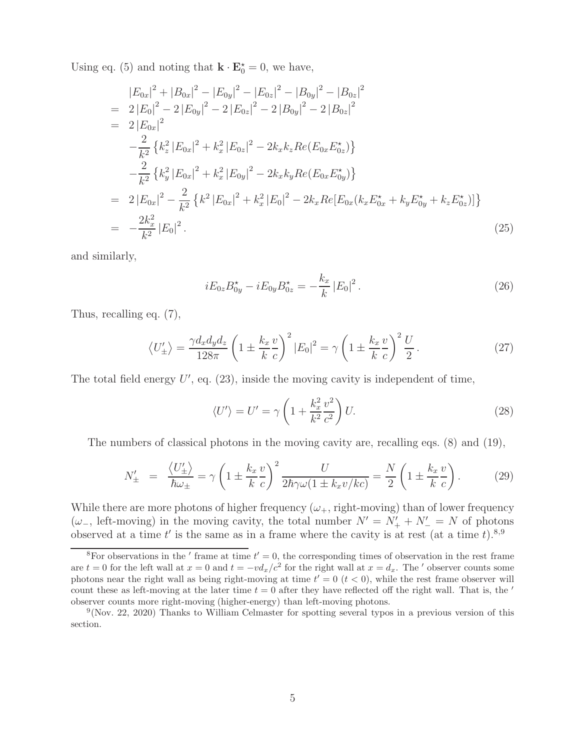Using eq. (5) and noting that $\mathbf{k} \cdot \mathbf{E}_0^\star = 0$, we have,

$$
\begin{aligned}
& |E_{0x}|^2 + |B_{0x}|^2 - |E_{0y}|^2 - |E_{0z}|^2 - |B_{0y}|^2 - |B_{0z}|^2 \\
= \; & 2|E_0|^2 - 2|E_{0y}|^2 - 2|E_{0z}|^2 - 2|B_{0y}|^2 - 2|B_{0z}|^2 \\
= \; & 2|E_{0x}|^2 \\
& - \frac{2}{k^2}\left\{k_z^2 |E_{0x}|^2 + k_x^2 |E_{0z}|^2 - 2k_x k_z Re(E_{0x}E_{0z}^\star)\right\} \\
& - \frac{2}{k^2}\left\{k_y^2 |E_{0x}|^2 + k_x^2 |E_{0y}|^2 - 2k_x k_y Re(E_{0x}E_{0y}^\star)\right\} \\
= \; & 2|E_{0x}|^2 - \frac{2}{k^2}\left\{k^2 |E_{0x}|^2 + k_x^2 |E_0|^2 - 2k_x Re[E_{0x}(k_x E_{0x}^\star + k_y E_{0y}^\star + k_z E_{0z}^\star)]\right\} \\
= \; & -\frac{2k_x^2}{k^2}|E_0|^2 . 
\end{aligned}
\tag{25}
$$

and similarly,

$$
iE_{0z}B_{0y}^\star - iE_{0y}B_{0z}^\star = -\frac{k_x}{k}|E_0|^2 . \tag{26}
$$

Thus, recalling eq. (7),

$$
\left\langle U'_\pm \right\rangle = \frac{\gamma d_x d_y d_z}{128\pi}\left(1 \pm \frac{k_x}{k}\frac{v}{c}\right)^2 |E_0|^2 = \gamma\left(1 \pm \frac{k_x}{k}\frac{v}{c}\right)^2 \frac{U}{2} . \tag{27}
$$

The total field energy $U'$, eq. (23), inside the moving cavity is independent of time,

$$
\langle U' \rangle = U' = \gamma\left(1 + \frac{k_x^2}{k^2}\frac{v^2}{c^2}\right) U. \tag{28}
$$

The numbers of classical photons in the moving cavity are, recalling eqs. (8) and (19),

$$
N'_\pm \;=\; \frac{\left\langle U'_\pm \right\rangle}{\hbar\omega_\pm} = \gamma\left(1 \pm \frac{k_x}{k}\frac{v}{c}\right)^2 \frac{U}{2\hbar\gamma\omega(1 \pm k_x v/kc)} = \frac{N}{2}\left(1 \pm \frac{k_x}{k}\frac{v}{c}\right). \tag{29}
$$

While there are more photons of higher frequency ($\omega_+$, right-moving) than of lower frequency ($\omega_-$, left-moving) in the moving cavity, the total number $N' = N'_+ + N'_- = N$ of photons observed at a time $t'$ is the same as in a frame where the cavity is at rest (at a time $t$).[8,9]

[8]For observations in the $'$ frame at time $t' = 0$, the corresponding times of observation in the rest frame are $t = 0$ for the left wall at $x = 0$ and $t = -vd_x/c^2$ for the right wall at $x = d_x$. The $'$ observer counts some photons near the right wall as being right-moving at time $t' = 0$ ($t < 0$), while the rest frame observer will count these as left-moving at the later time $t = 0$ after they have reflected off the right wall. That is, the $'$ observer counts more right-moving (higher-energy) than left-moving photons.

[9](Nov. 22, 2020) Thanks to William Celmaster for spotting several typos in a previous version of this section.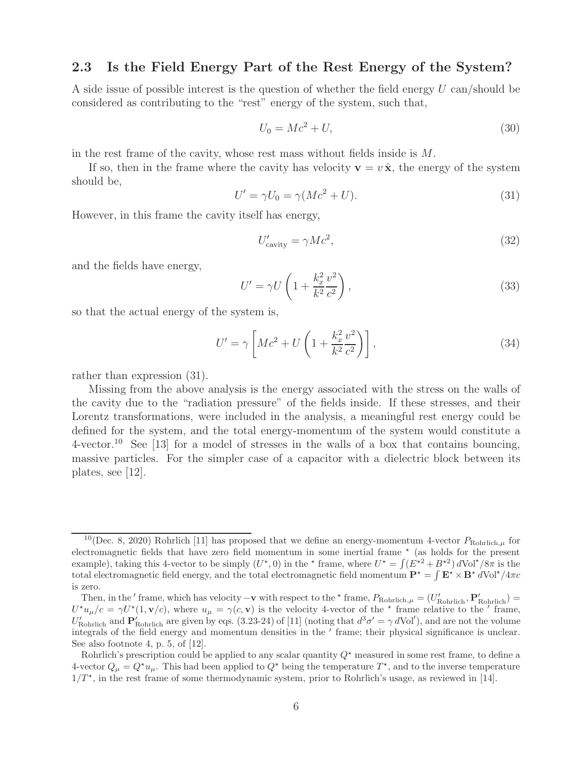### 2.3 Is the Field Energy Part of the Rest Energy of the System?

A side issue of possible interest is the question of whether the field energy $U$ can/should be considered as contributing to the "rest" energy of the system, such that,

$$U_0 = Mc^2 + U, \tag{30}$$

in the rest frame of the cavity, whose rest mass without fields inside is $M$.

If so, then in the frame where the cavity has velocity $\mathbf{v} = v\,\hat{\mathbf{x}}$, the energy of the system should be,

$$U' = \gamma U_0 = \gamma(Mc^2 + U). \tag{31}$$

However, in this frame the cavity itself has energy,

$$U'_{\rm cavity} = \gamma Mc^2, \tag{32}$$

and the fields have energy,

$$U' = \gamma U \left(1 + \frac{k_x^2}{k^2}\frac{v^2}{c^2}\right), \tag{33}$$

so that the actual energy of the system is,

$$U' = \gamma \left[Mc^2 + U\left(1 + \frac{k_x^2}{k^2}\frac{v^2}{c^2}\right)\right], \tag{34}$$

rather than expression (31).

Missing from the above analysis is the energy associated with the stress on the walls of the cavity due to the "radiation pressure" of the fields inside. If these stresses, and their Lorentz transformations, were included in the analysis, a meaningful rest energy could be defined for the system, and the total energy-momentum of the system would constitute a 4-vector.[10] See [13] for a model of stresses in the walls of a box that contains bouncing, massive particles. For the simpler case of a capacitor with a dielectric block between its plates, see [12].

---

[10](Dec. 8, 2020) Rohrlich [11] has proposed that we define an energy-momentum 4-vector $P_{\rm Rohrlich,\mu}$ for electromagnetic fields that have zero field momentum in some inertial frame $^\star$ (as holds for the present example), taking this 4-vector to be simply $(U^\star, 0)$ in the $^\star$ frame, where $U^\star = \int (E^{\star 2} + B^{\star 2})\, d{\rm Vol}^\star/8\pi$ is the total electromagnetic field energy, and the total electromagnetic field momentum $\mathbf{P}^\star = \int \mathbf{E}^\star \times \mathbf{B}^\star\, d{\rm Vol}^\star/4\pi c$ is zero.

Then, in the $'$ frame, which has velocity $-\mathbf{v}$ with respect to the $^\star$ frame, $P_{\rm Rohrlich,\mu} = (U'_{\rm Rohrlich}, \mathbf{P}'_{\rm Rohrlich}) = U^\star u_\mu/c = \gamma U^\star(1, \mathbf{v}/c)$, where $u_\mu = \gamma(c, \mathbf{v})$ is the velocity 4-vector of the $^\star$ frame relative to the $'$ frame, $U'_{\rm Rohrlich}$ and $\mathbf{P}'_{\rm Rohrlich}$ are given by eqs. (3.23-24) of [11] (noting that $d^3\sigma' = \gamma\, d{\rm Vol}'$), and are not the volume integrals of the field energy and momentum densities in the $'$ frame; their physical significance is unclear. See also footnote 4, p. 5, of [12].

Rohrlich's prescription could be applied to any scalar quantity $Q^\star$ measured in some rest frame, to define a 4-vector $Q_\mu = Q^\star u_\mu$. This had been applied to $Q^\star$ being the temperature $T^\star$, and to the inverse temperature $1/T^\star$, in the rest frame of some thermodynamic system, prior to Rohrlich's usage, as reviewed in [14].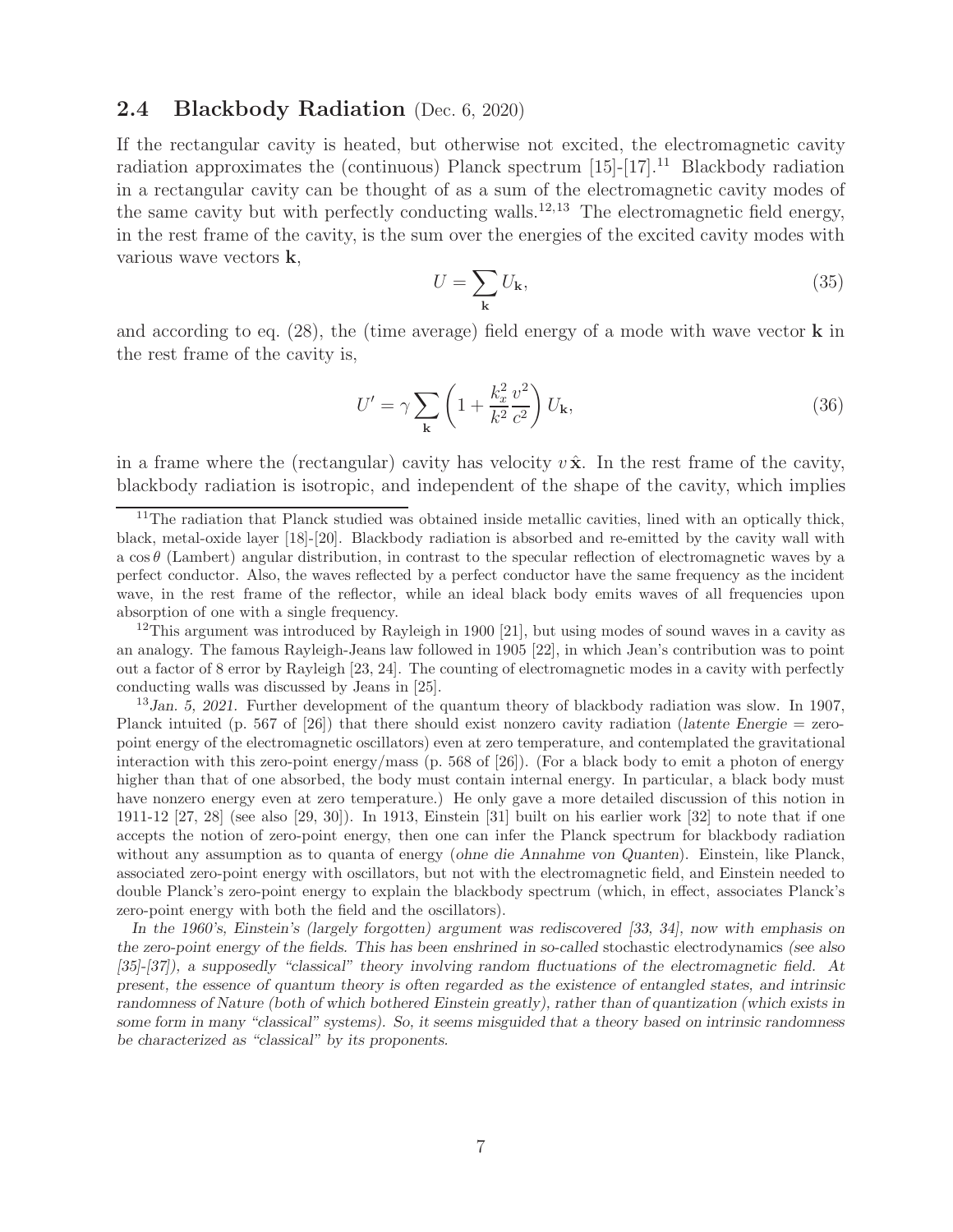### 2.4 Blackbody Radiation (Dec. 6, 2020)

If the rectangular cavity is heated, but otherwise not excited, the electromagnetic cavity radiation approximates the (continuous) Planck spectrum [15]-[17].[11] Blackbody radiation in a rectangular cavity can be thought of as a sum of the electromagnetic cavity modes of the same cavity but with perfectly conducting walls.[12,13] The electromagnetic field energy, in the rest frame of the cavity, is the sum over the energies of the excited cavity modes with various wave vectors $\mathbf{k}$,

$$U = \sum_{\mathbf{k}} U_{\mathbf{k}}, \tag{35}$$

and according to eq. (28), the (time average) field energy of a mode with wave vector $\mathbf{k}$ in the rest frame of the cavity is,

$$U' = \gamma \sum_{\mathbf{k}} \left(1 + \frac{k_x^2}{k^2}\frac{v^2}{c^2}\right) U_{\mathbf{k}}, \tag{36}$$

in a frame where the (rectangular) cavity has velocity $v\,\hat{\mathbf{x}}$. In the rest frame of the cavity, blackbody radiation is isotropic, and independent of the shape of the cavity, which implies

---

[11] The radiation that Planck studied was obtained inside metallic cavities, lined with an optically thick, black, metal-oxide layer [18]-[20]. Blackbody radiation is absorbed and re-emitted by the cavity wall with a $\cos\theta$ (Lambert) angular distribution, in contrast to the specular reflection of electromagnetic waves by a perfect conductor. Also, the waves reflected by a perfect conductor have the same frequency as the incident wave, in the rest frame of the reflector, while an ideal black body emits waves of all frequencies upon absorption of one with a single frequency.

[12] This argument was introduced by Rayleigh in 1900 [21], but using modes of sound waves in a cavity as an analogy. The famous Rayleigh-Jeans law followed in 1905 [22], in which Jean's contribution was to point out a factor of 8 error by Rayleigh [23, 24]. The counting of electromagnetic modes in a cavity with perfectly conducting walls was discussed by Jeans in [25].

[13] *Jan. 5, 2021.* Further development of the quantum theory of blackbody radiation was slow. In 1907, Planck intuited (p. 567 of [26]) that there should exist nonzero cavity radiation (*latente Energie* = zero-point energy of the electromagnetic oscillators) even at zero temperature, and contemplated the gravitational interaction with this zero-point energy/mass (p. 568 of [26]). (For a black body to emit a photon of energy higher than that of one absorbed, the body must contain internal energy. In particular, a black body must have nonzero energy even at zero temperature.) He only gave a more detailed discussion of this notion in 1911-12 [27, 28] (see also [29, 30]). In 1913, Einstein [31] built on his earlier work [32] to note that if one accepts the notion of zero-point energy, then one can infer the Planck spectrum for blackbody radiation without any assumption as to quanta of energy (*ohne die Annahme von Quanten*). Einstein, like Planck, associated zero-point energy with oscillators, but not with the electromagnetic field, and Einstein needed to double Planck's zero-point energy to explain the blackbody spectrum (which, in effect, associates Planck's zero-point energy with both the field and the oscillators).

*In the 1960's, Einstein's (largely forgotten) argument was rediscovered [33, 34], now with emphasis on the zero-point energy of the fields. This has been enshrined in so-called* stochastic electrodynamics *(see also [35]-[37]), a supposedly "classical" theory involving random fluctuations of the electromagnetic field. At present, the essence of quantum theory is often regarded as the existence of entangled states, and intrinsic randomness of Nature (both of which bothered Einstein greatly), rather than of quantization (which exists in some form in many "classical" systems). So, it seems misguided that a theory based on intrinsic randomness be characterized as "classical" by its proponents.*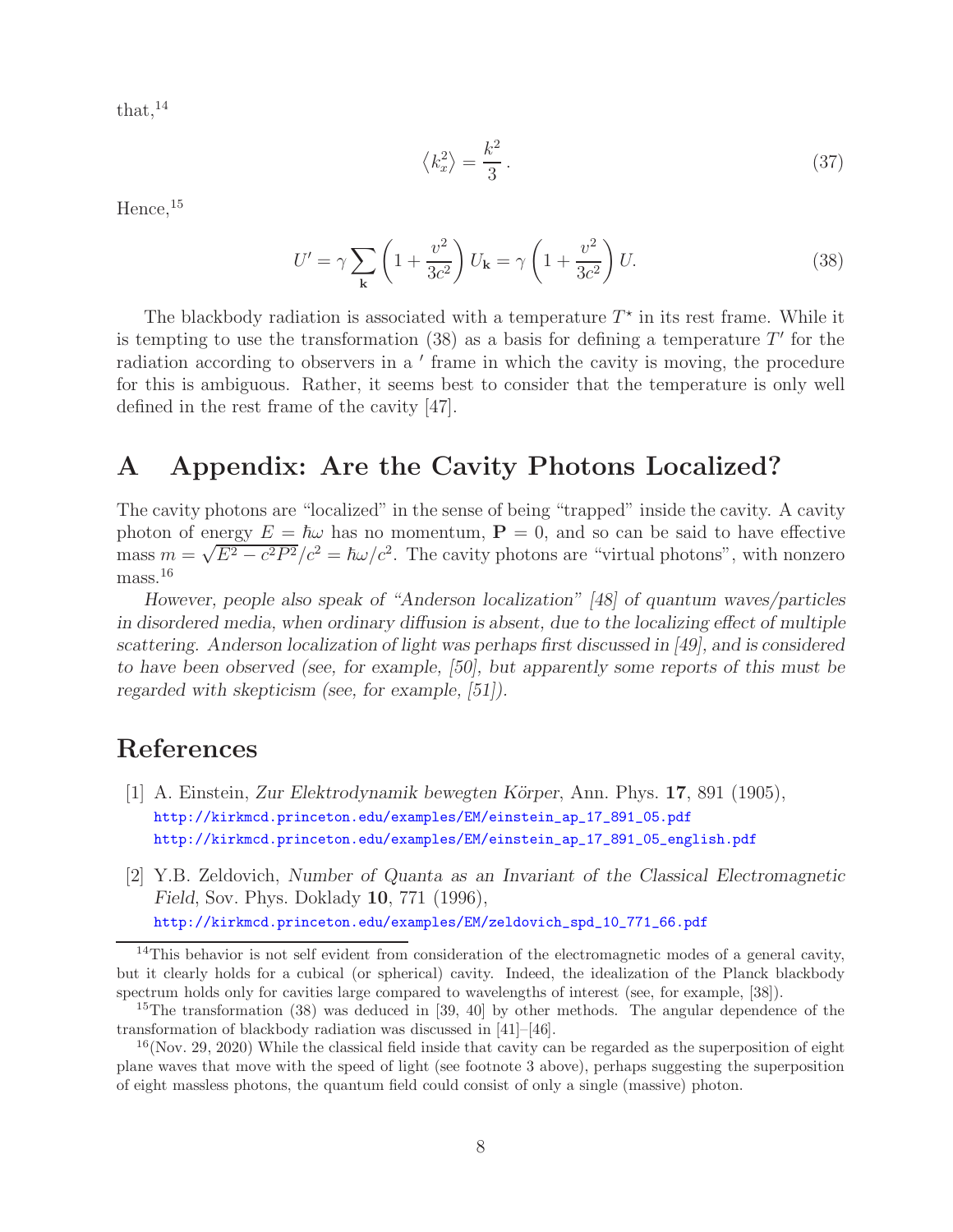that,[14]

$$\langle k_x^2 \rangle = \frac{k^2}{3}\,. \tag{37}$$

Hence,[15]

$$U' = \gamma \sum_{\mathbf{k}} \left(1 + \frac{v^2}{3c^2}\right) U_{\mathbf{k}} = \gamma \left(1 + \frac{v^2}{3c^2}\right) U. \tag{38}$$

The blackbody radiation is associated with a temperature $T^\star$ in its rest frame. While it is tempting to use the transformation (38) as a basis for defining a temperature $T'$ for the radiation according to observers in a $'$ frame in which the cavity is moving, the procedure for this is ambiguous. Rather, it seems best to consider that the temperature is only well defined in the rest frame of the cavity [47].

## A Appendix: Are the Cavity Photons Localized?

The cavity photons are "localized" in the sense of being "trapped" inside the cavity. A cavity photon of energy $E = \hbar\omega$ has no momentum, $\mathbf{P} = 0$, and so can be said to have effective mass $m = \sqrt{E^2 - c^2 P^2}/c^2 = \hbar\omega/c^2$. The cavity photons are "virtual photons", with nonzero mass.[16]

*However, people also speak of "Anderson localization" [48] of quantum waves/particles in disordered media, when ordinary diffusion is absent, due to the localizing effect of multiple scattering. Anderson localization of light was perhaps first discussed in [49], and is considered to have been observed (see, for example, [50], but apparently some reports of this must be regarded with skepticism (see, for example, [51]).*

## References

[1] A. Einstein, *Zur Elektrodynamik bewegten Körper*, Ann. Phys. **17**, 891 (1905),
http://kirkmcd.princeton.edu/examples/EM/einstein_ap_17_891_05.pdf
http://kirkmcd.princeton.edu/examples/EM/einstein_ap_17_891_05_english.pdf

[2] Y.B. Zeldovich, *Number of Quanta as an Invariant of the Classical Electromagnetic Field*, Sov. Phys. Doklady **10**, 771 (1996),
http://kirkmcd.princeton.edu/examples/EM/zeldovich_spd_10_771_66.pdf

---

[14] This behavior is not self evident from consideration of the electromagnetic modes of a general cavity, but it clearly holds for a cubical (or spherical) cavity. Indeed, the idealization of the Planck blackbody spectrum holds only for cavities large compared to wavelengths of interest (see, for example, [38]).

[15] The transformation (38) was deduced in [39, 40] by other methods. The angular dependence of the transformation of blackbody radiation was discussed in [41]–[46].

[16] (Nov. 29, 2020) While the classical field inside that cavity can be regarded as the superposition of eight plane waves that move with the speed of light (see footnote 3 above), perhaps suggesting the superposition of eight massless photons, the quantum field could consist of only a single (massive) photon.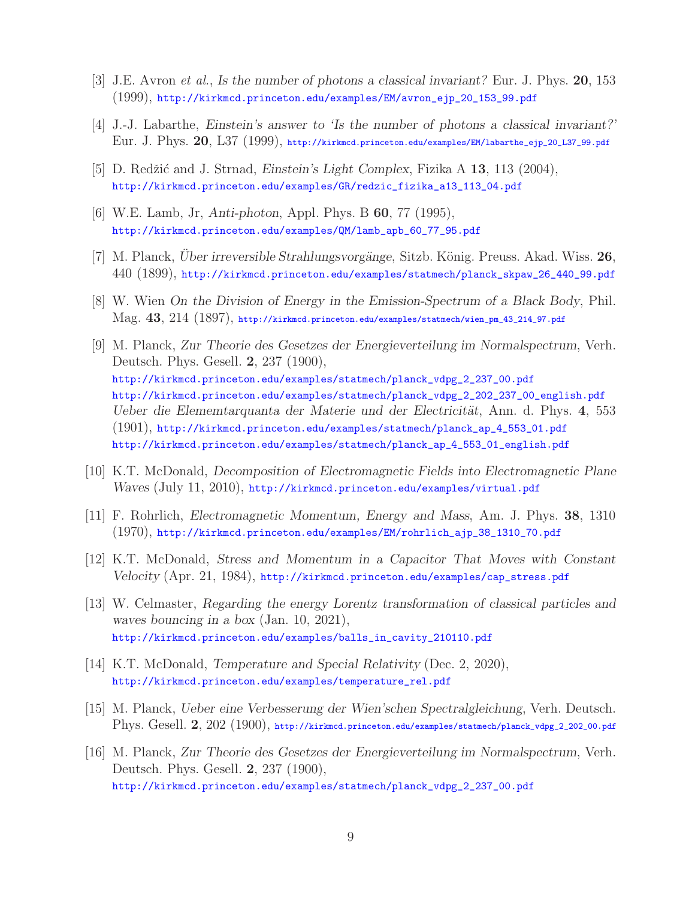[3] J.E. Avron *et al.*, *Is the number of photons a classical invariant?* Eur. J. Phys. **20**, 153 (1999), http://kirkmcd.princeton.edu/examples/EM/avron_ejp_20_153_99.pdf

[4] J.-J. Labarthe, *Einstein's answer to 'Is the number of photons a classical invariant?'* Eur. J. Phys. **20**, L37 (1999), http://kirkmcd.princeton.edu/examples/EM/labarthe_ejp_20_L37_99.pdf

[5] D. Redžić and J. Strnad, *Einstein's Light Complex*, Fizika A **13**, 113 (2004), http://kirkmcd.princeton.edu/examples/GR/redzic_fizika_a13_113_04.pdf

[6] W.E. Lamb, Jr, *Anti-photon*, Appl. Phys. B **60**, 77 (1995), http://kirkmcd.princeton.edu/examples/QM/lamb_apb_60_77_95.pdf

[7] M. Planck, *Über irreversible Strahlungsvorgänge*, Sitzb. König. Preuss. Akad. Wiss. **26**, 440 (1899), http://kirkmcd.princeton.edu/examples/statmech/planck_skpaw_26_440_99.pdf

[8] W. Wien *On the Division of Energy in the Emission-Spectrum of a Black Body*, Phil. Mag. **43**, 214 (1897), http://kirkmcd.princeton.edu/examples/statmech/wien_pm_43_214_97.pdf

[9] M. Planck, *Zur Theorie des Gesetzes der Energieverteilung im Normalspectrum*, Verh. Deutsch. Phys. Gesell. **2**, 237 (1900),
http://kirkmcd.princeton.edu/examples/statmech/planck_vdpg_2_237_00.pdf
http://kirkmcd.princeton.edu/examples/statmech/planck_vdpg_2_202_237_00_english.pdf
*Ueber die Elememtarquanta der Materie und der Electricität*, Ann. d. Phys. **4**, 553 (1901), http://kirkmcd.princeton.edu/examples/statmech/planck_ap_4_553_01.pdf
http://kirkmcd.princeton.edu/examples/statmech/planck_ap_4_553_01_english.pdf

[10] K.T. McDonald, *Decomposition of Electromagnetic Fields into Electromagnetic Plane Waves* (July 11, 2010), http://kirkmcd.princeton.edu/examples/virtual.pdf

[11] F. Rohrlich, *Electromagnetic Momentum, Energy and Mass*, Am. J. Phys. **38**, 1310 (1970), http://kirkmcd.princeton.edu/examples/EM/rohrlich_ajp_38_1310_70.pdf

[12] K.T. McDonald, *Stress and Momentum in a Capacitor That Moves with Constant Velocity* (Apr. 21, 1984), http://kirkmcd.princeton.edu/examples/cap_stress.pdf

[13] W. Celmaster, *Regarding the energy Lorentz transformation of classical particles and waves bouncing in a box* (Jan. 10, 2021),
http://kirkmcd.princeton.edu/examples/balls_in_cavity_210110.pdf

[14] K.T. McDonald, *Temperature and Special Relativity* (Dec. 2, 2020),
http://kirkmcd.princeton.edu/examples/temperature_rel.pdf

[15] M. Planck, *Ueber eine Verbesserung der Wien'schen Spectralgleichung*, Verh. Deutsch. Phys. Gesell. **2**, 202 (1900), http://kirkmcd.princeton.edu/examples/statmech/planck_vdpg_2_202_00.pdf

[16] M. Planck, *Zur Theorie des Gesetzes der Energieverteilung im Normalspectrum*, Verh. Deutsch. Phys. Gesell. **2**, 237 (1900),
http://kirkmcd.princeton.edu/examples/statmech/planck_vdpg_2_237_00.pdf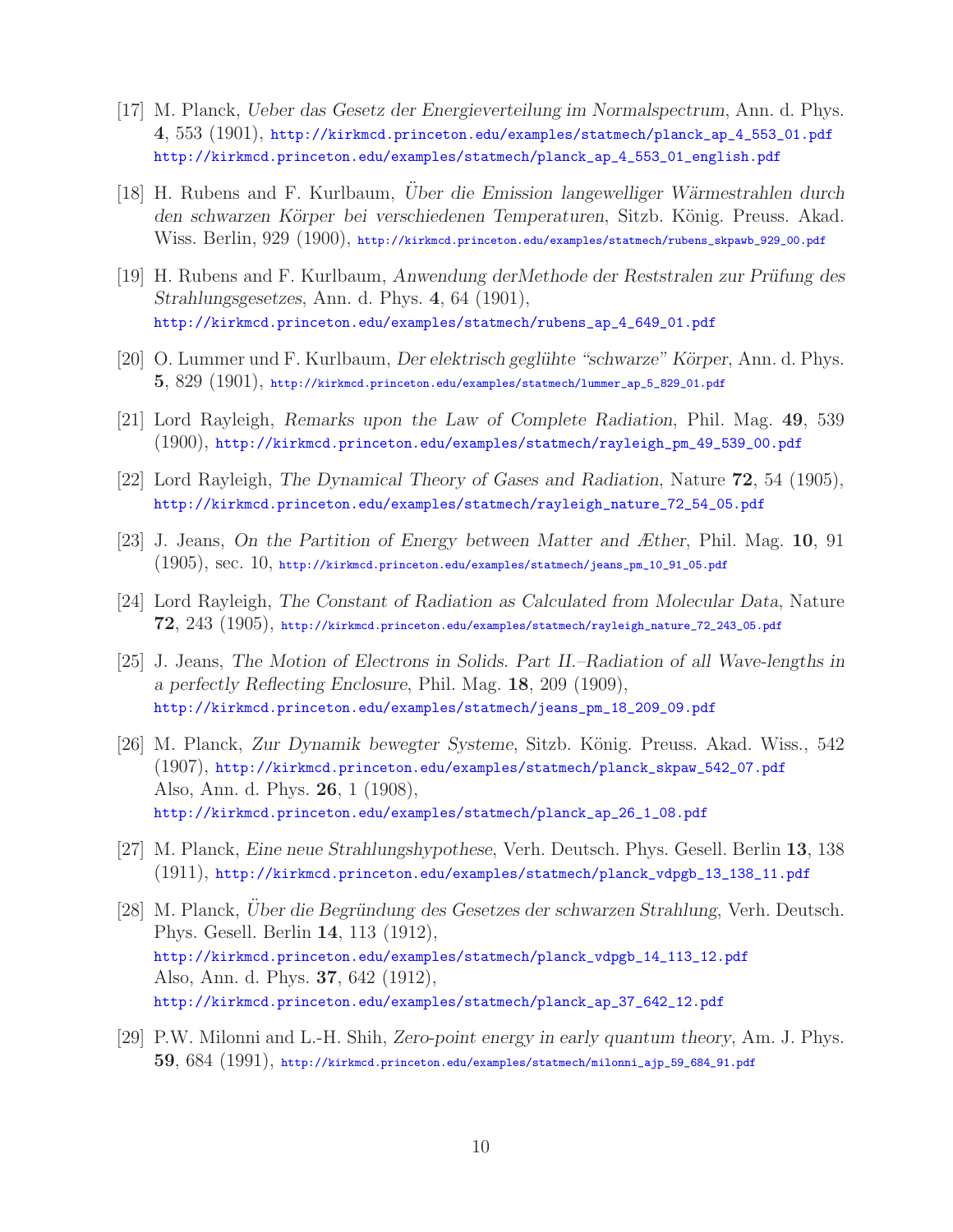[17] M. Planck, *Ueber das Gesetz der Energieverteilung im Normalspectrum*, Ann. d. Phys. **4**, 553 (1901), http://kirkmcd.princeton.edu/examples/statmech/planck_ap_4_553_01.pdf http://kirkmcd.princeton.edu/examples/statmech/planck_ap_4_553_01_english.pdf

[18] H. Rubens and F. Kurlbaum, *Über die Emission langewelliger Wärmestrahlen durch den schwarzen Körper bei verschiedenen Temperaturen*, Sitzb. König. Preuss. Akad. Wiss. Berlin, 929 (1900), http://kirkmcd.princeton.edu/examples/statmech/rubens_skpawb_929_00.pdf

[19] H. Rubens and F. Kurlbaum, *Anwendung derMethode der Reststralen zur Prüfung des Strahlungsgesetzes*, Ann. d. Phys. **4**, 64 (1901), http://kirkmcd.princeton.edu/examples/statmech/rubens_ap_4_649_01.pdf

[20] O. Lummer und F. Kurlbaum, *Der elektrisch geglühte "schwarze" Körper*, Ann. d. Phys. **5**, 829 (1901), http://kirkmcd.princeton.edu/examples/statmech/lummer_ap_5_829_01.pdf

[21] Lord Rayleigh, *Remarks upon the Law of Complete Radiation*, Phil. Mag. **49**, 539 (1900), http://kirkmcd.princeton.edu/examples/statmech/rayleigh_pm_49_539_00.pdf

[22] Lord Rayleigh, *The Dynamical Theory of Gases and Radiation*, Nature **72**, 54 (1905), http://kirkmcd.princeton.edu/examples/statmech/rayleigh_nature_72_54_05.pdf

[23] J. Jeans, *On the Partition of Energy between Matter and Æther*, Phil. Mag. **10**, 91 (1905), sec. 10, http://kirkmcd.princeton.edu/examples/statmech/jeans_pm_10_91_05.pdf

[24] Lord Rayleigh, *The Constant of Radiation as Calculated from Molecular Data*, Nature **72**, 243 (1905), http://kirkmcd.princeton.edu/examples/statmech/rayleigh_nature_72_243_05.pdf

[25] J. Jeans, *The Motion of Electrons in Solids. Part II.–Radiation of all Wave-lengths in a perfectly Reflecting Enclosure*, Phil. Mag. **18**, 209 (1909), http://kirkmcd.princeton.edu/examples/statmech/jeans_pm_18_209_09.pdf

[26] M. Planck, *Zur Dynamik bewegter Systeme*, Sitzb. König. Preuss. Akad. Wiss., 542 (1907), http://kirkmcd.princeton.edu/examples/statmech/planck_skpaw_542_07.pdf Also, Ann. d. Phys. **26**, 1 (1908), http://kirkmcd.princeton.edu/examples/statmech/planck_ap_26_1_08.pdf

[27] M. Planck, *Eine neue Strahlungshypothese*, Verh. Deutsch. Phys. Gesell. Berlin **13**, 138 (1911), http://kirkmcd.princeton.edu/examples/statmech/planck_vdpgb_13_138_11.pdf

[28] M. Planck, *Über die Begründung des Gesetzes der schwarzen Strahlung*, Verh. Deutsch. Phys. Gesell. Berlin **14**, 113 (1912), http://kirkmcd.princeton.edu/examples/statmech/planck_vdpgb_14_113_12.pdf Also, Ann. d. Phys. **37**, 642 (1912), http://kirkmcd.princeton.edu/examples/statmech/planck_ap_37_642_12.pdf

[29] P.W. Milonni and L.-H. Shih, *Zero-point energy in early quantum theory*, Am. J. Phys. **59**, 684 (1991), http://kirkmcd.princeton.edu/examples/statmech/milonni_ajp_59_684_91.pdf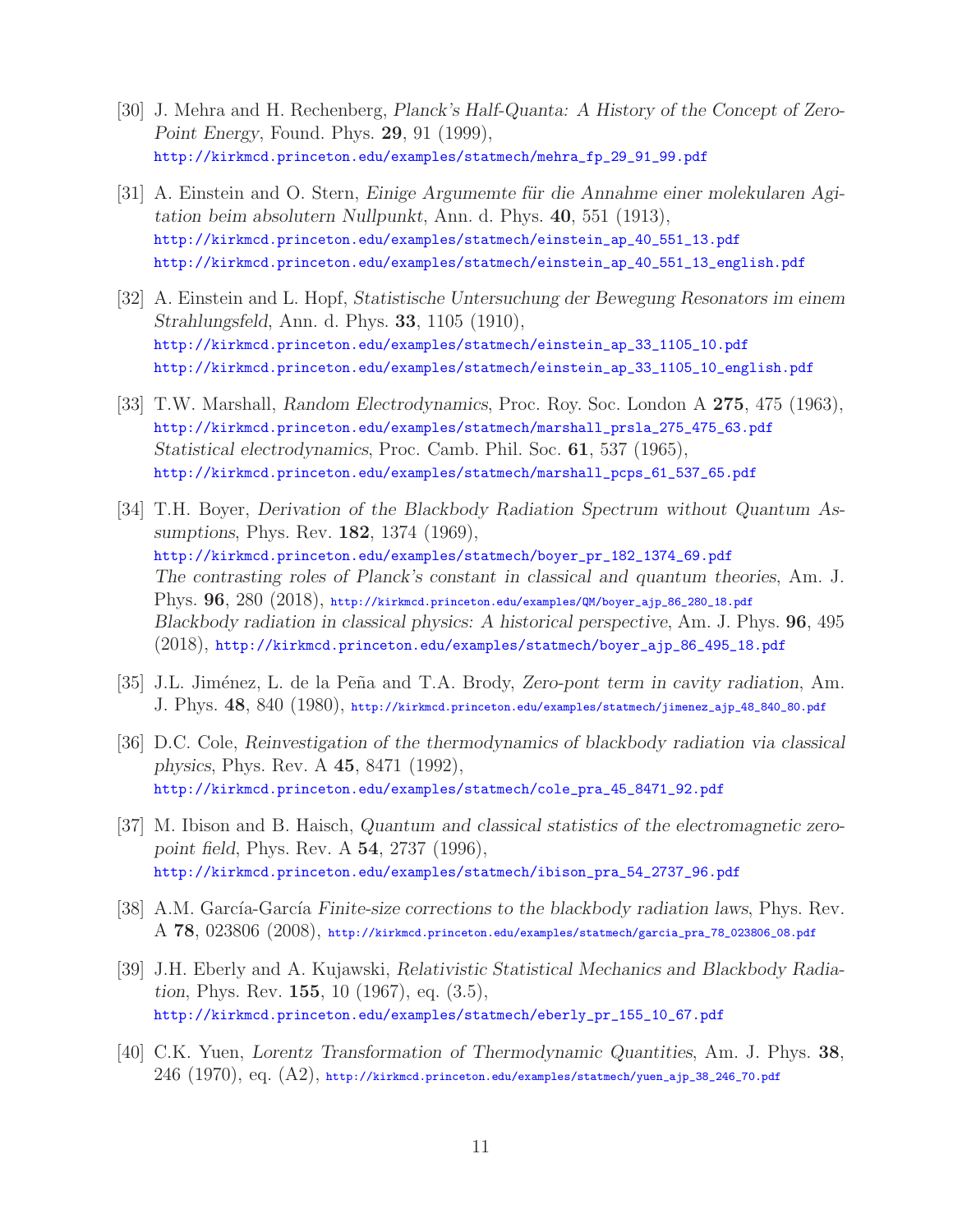[30] J. Mehra and H. Rechenberg, *Planck's Half-Quanta: A History of the Concept of Zero-Point Energy*, Found. Phys. **29**, 91 (1999),
http://kirkmcd.princeton.edu/examples/statmech/mehra_fp_29_91_99.pdf

[31] A. Einstein and O. Stern, *Einige Argumemte für die Annahme einer molekularen Agitation beim absolutern Nullpunkt*, Ann. d. Phys. **40**, 551 (1913),
http://kirkmcd.princeton.edu/examples/statmech/einstein_ap_40_551_13.pdf
http://kirkmcd.princeton.edu/examples/statmech/einstein_ap_40_551_13_english.pdf

[32] A. Einstein and L. Hopf, *Statistische Untersuchung der Bewegung Resonators im einem Strahlungsfeld*, Ann. d. Phys. **33**, 1105 (1910),
http://kirkmcd.princeton.edu/examples/statmech/einstein_ap_33_1105_10.pdf
http://kirkmcd.princeton.edu/examples/statmech/einstein_ap_33_1105_10_english.pdf

[33] T.W. Marshall, *Random Electrodynamics*, Proc. Roy. Soc. London A **275**, 475 (1963),
http://kirkmcd.princeton.edu/examples/statmech/marshall_prsla_275_475_63.pdf
*Statistical electrodynamics*, Proc. Camb. Phil. Soc. **61**, 537 (1965),
http://kirkmcd.princeton.edu/examples/statmech/marshall_pcps_61_537_65.pdf

[34] T.H. Boyer, *Derivation of the Blackbody Radiation Spectrum without Quantum Assumptions*, Phys. Rev. **182**, 1374 (1969),
http://kirkmcd.princeton.edu/examples/statmech/boyer_pr_182_1374_69.pdf
*The contrasting roles of Planck's constant in classical and quantum theories*, Am. J. Phys. **96**, 280 (2018), http://kirkmcd.princeton.edu/examples/QM/boyer_ajp_86_280_18.pdf
*Blackbody radiation in classical physics: A historical perspective*, Am. J. Phys. **96**, 495 (2018), http://kirkmcd.princeton.edu/examples/statmech/boyer_ajp_86_495_18.pdf

[35] J.L. Jiménez, L. de la Peña and T.A. Brody, *Zero-pont term in cavity radiation*, Am. J. Phys. **48**, 840 (1980), http://kirkmcd.princeton.edu/examples/statmech/jimenez_ajp_48_840_80.pdf

[36] D.C. Cole, *Reinvestigation of the thermodynamics of blackbody radiation via classical physics*, Phys. Rev. A **45**, 8471 (1992),
http://kirkmcd.princeton.edu/examples/statmech/cole_pra_45_8471_92.pdf

[37] M. Ibison and B. Haisch, *Quantum and classical statistics of the electromagnetic zero-point field*, Phys. Rev. A **54**, 2737 (1996),
http://kirkmcd.princeton.edu/examples/statmech/ibison_pra_54_2737_96.pdf

[38] A.M. García-García *Finite-size corrections to the blackbody radiation laws*, Phys. Rev. A **78**, 023806 (2008), http://kirkmcd.princeton.edu/examples/statmech/garcia_pra_78_023806_08.pdf

[39] J.H. Eberly and A. Kujawski, *Relativistic Statistical Mechanics and Blackbody Radiation*, Phys. Rev. **155**, 10 (1967), eq. (3.5),
http://kirkmcd.princeton.edu/examples/statmech/eberly_pr_155_10_67.pdf

[40] C.K. Yuen, *Lorentz Transformation of Thermodynamic Quantities*, Am. J. Phys. **38**, 246 (1970), eq. (A2), http://kirkmcd.princeton.edu/examples/statmech/yuen_ajp_38_246_70.pdf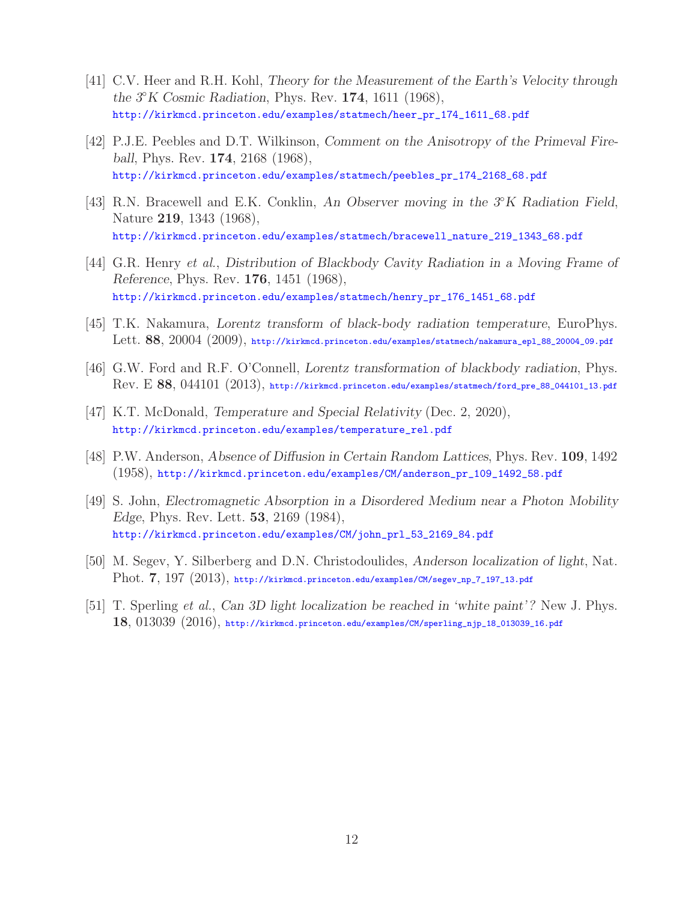[41] C.V. Heer and R.H. Kohl, *Theory for the Measurement of the Earth's Velocity through the 3°K Cosmic Radiation*, Phys. Rev. **174**, 1611 (1968), http://kirkmcd.princeton.edu/examples/statmech/heer_pr_174_1611_68.pdf

[42] P.J.E. Peebles and D.T. Wilkinson, *Comment on the Anisotropy of the Primeval Fireball*, Phys. Rev. **174**, 2168 (1968), http://kirkmcd.princeton.edu/examples/statmech/peebles_pr_174_2168_68.pdf

[43] R.N. Bracewell and E.K. Conklin, *An Observer moving in the 3°K Radiation Field*, Nature **219**, 1343 (1968), http://kirkmcd.princeton.edu/examples/statmech/bracewell_nature_219_1343_68.pdf

[44] G.R. Henry *et al.*, *Distribution of Blackbody Cavity Radiation in a Moving Frame of Reference*, Phys. Rev. **176**, 1451 (1968), http://kirkmcd.princeton.edu/examples/statmech/henry_pr_176_1451_68.pdf

[45] T.K. Nakamura, *Lorentz transform of black-body radiation temperature*, EuroPhys. Lett. **88**, 20004 (2009), http://kirkmcd.princeton.edu/examples/statmech/nakamura_epl_88_20004_09.pdf

[46] G.W. Ford and R.F. O'Connell, *Lorentz transformation of blackbody radiation*, Phys. Rev. E **88**, 044101 (2013), http://kirkmcd.princeton.edu/examples/statmech/ford_pre_88_044101_13.pdf

[47] K.T. McDonald, *Temperature and Special Relativity* (Dec. 2, 2020), http://kirkmcd.princeton.edu/examples/temperature_rel.pdf

[48] P.W. Anderson, *Absence of Diffusion in Certain Random Lattices*, Phys. Rev. **109**, 1492 (1958), http://kirkmcd.princeton.edu/examples/CM/anderson_pr_109_1492_58.pdf

[49] S. John, *Electromagnetic Absorption in a Disordered Medium near a Photon Mobility Edge*, Phys. Rev. Lett. **53**, 2169 (1984), http://kirkmcd.princeton.edu/examples/CM/john_prl_53_2169_84.pdf

[50] M. Segev, Y. Silberberg and D.N. Christodoulides, *Anderson localization of light*, Nat. Phot. **7**, 197 (2013), http://kirkmcd.princeton.edu/examples/CM/segev_np_7_197_13.pdf

[51] T. Sperling *et al.*, *Can 3D light localization be reached in 'white paint'?* New J. Phys. **18**, 013039 (2016), http://kirkmcd.princeton.edu/examples/CM/sperling_njp_18_013039_16.pdf